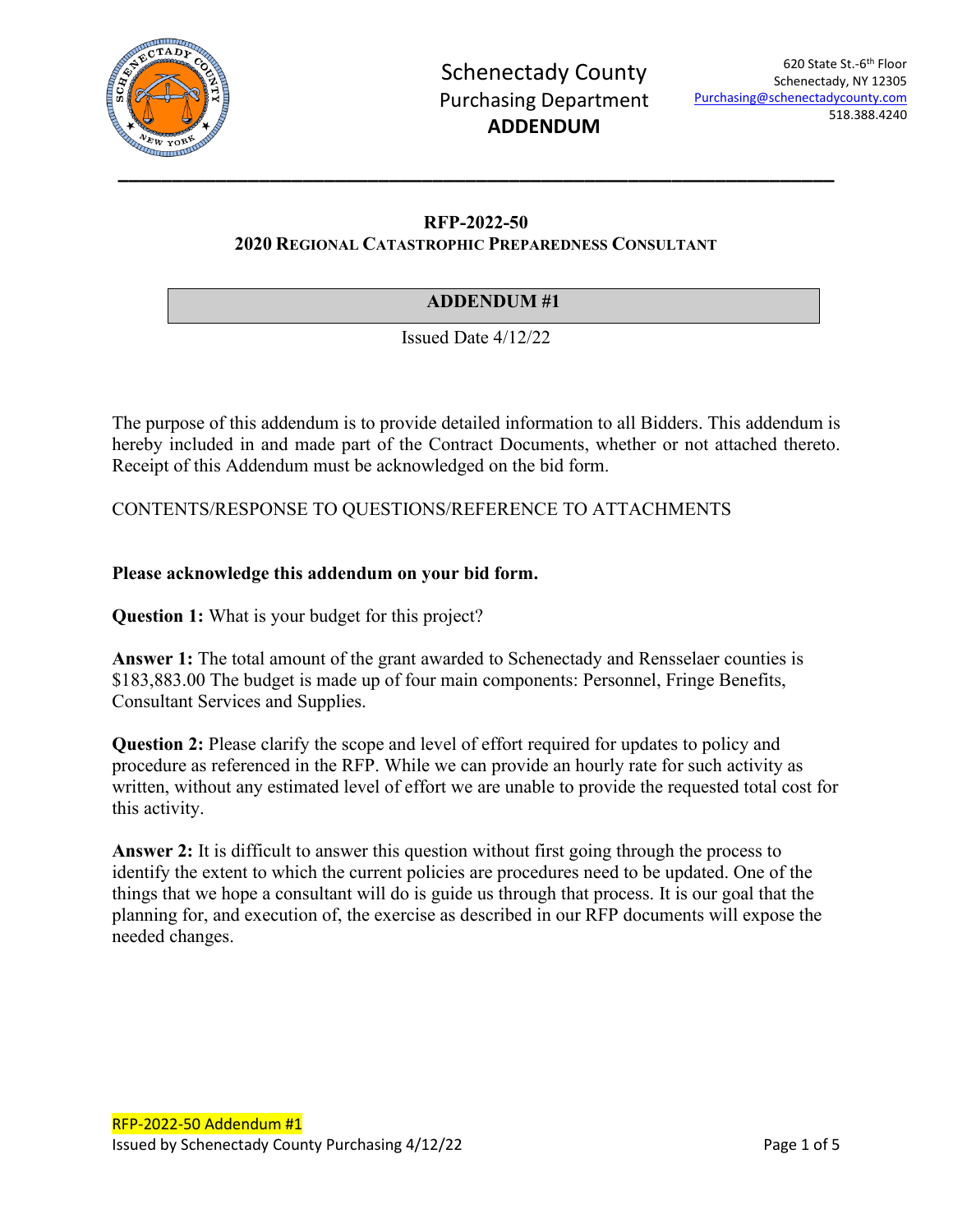Schenectady County
Purchasing Department
**ADDENDUM**

620 State St.-6th Floor
Schenectady, NY 12305
Purchasing@schenectadycounty.com
518.388.4240

---

## RFP-2022-50
## 2020 Regional Catastrophic Preparedness Consultant

### ADDENDUM #1

Issued Date 4/12/22

The purpose of this addendum is to provide detailed information to all Bidders. This addendum is hereby included in and made part of the Contract Documents, whether or not attached thereto. Receipt of this Addendum must be acknowledged on the bid form.

CONTENTS/RESPONSE TO QUESTIONS/REFERENCE TO ATTACHMENTS

**Please acknowledge this addendum on your bid form.**

**Question 1:** What is your budget for this project?

**Answer 1:** The total amount of the grant awarded to Schenectady and Rensselaer counties is $183,883.00 The budget is made up of four main components: Personnel, Fringe Benefits, Consultant Services and Supplies.

**Question 2:** Please clarify the scope and level of effort required for updates to policy and procedure as referenced in the RFP. While we can provide an hourly rate for such activity as written, without any estimated level of effort we are unable to provide the requested total cost for this activity.

**Answer 2:** It is difficult to answer this question without first going through the process to identify the extent to which the current policies are procedures need to be updated. One of the things that we hope a consultant will do is guide us through that process. It is our goal that the planning for, and execution of, the exercise as described in our RFP documents will expose the needed changes.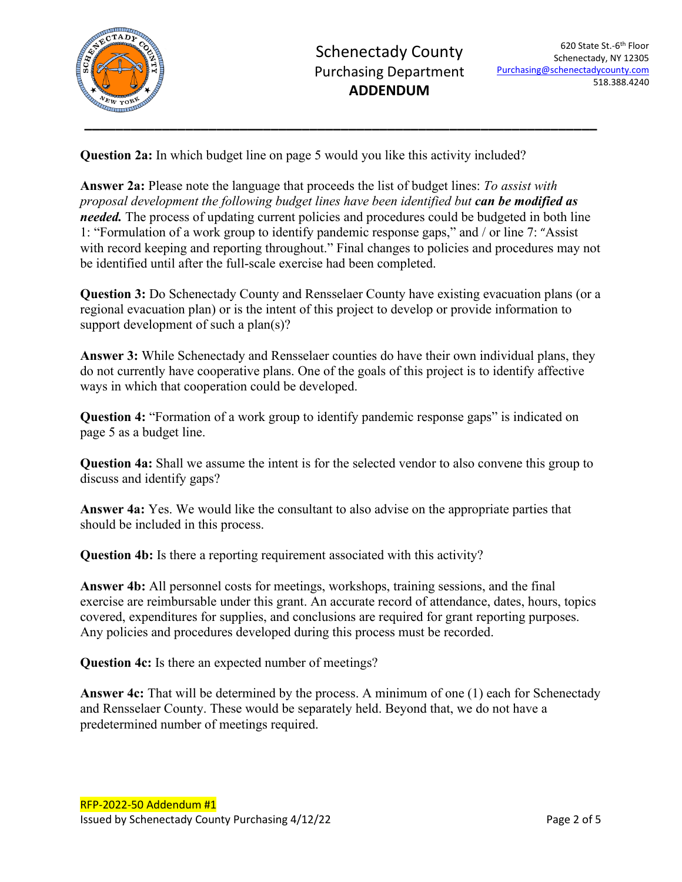**Question 2a:** In which budget line on page 5 would you like this activity included?

**Answer 2a:** Please note the language that proceeds the list of budget lines: *To assist with proposal development the following budget lines have been identified but* ***can be modified as needed.*** The process of updating current policies and procedures could be budgeted in both line 1: "Formulation of a work group to identify pandemic response gaps," and / or line 7: "Assist with record keeping and reporting throughout." Final changes to policies and procedures may not be identified until after the full-scale exercise had been completed.

**Question 3:** Do Schenectady County and Rensselaer County have existing evacuation plans (or a regional evacuation plan) or is the intent of this project to develop or provide information to support development of such a plan(s)?

**Answer 3:** While Schenectady and Rensselaer counties do have their own individual plans, they do not currently have cooperative plans. One of the goals of this project is to identify affective ways in which that cooperation could be developed.

**Question 4:** "Formation of a work group to identify pandemic response gaps" is indicated on page 5 as a budget line.

**Question 4a:** Shall we assume the intent is for the selected vendor to also convene this group to discuss and identify gaps?

**Answer 4a:** Yes. We would like the consultant to also advise on the appropriate parties that should be included in this process.

**Question 4b:** Is there a reporting requirement associated with this activity?

**Answer 4b:** All personnel costs for meetings, workshops, training sessions, and the final exercise are reimbursable under this grant. An accurate record of attendance, dates, hours, topics covered, expenditures for supplies, and conclusions are required for grant reporting purposes. Any policies and procedures developed during this process must be recorded.

**Question 4c:** Is there an expected number of meetings?

**Answer 4c:** That will be determined by the process. A minimum of one (1) each for Schenectady and Rensselaer County. These would be separately held. Beyond that, we do not have a predetermined number of meetings required.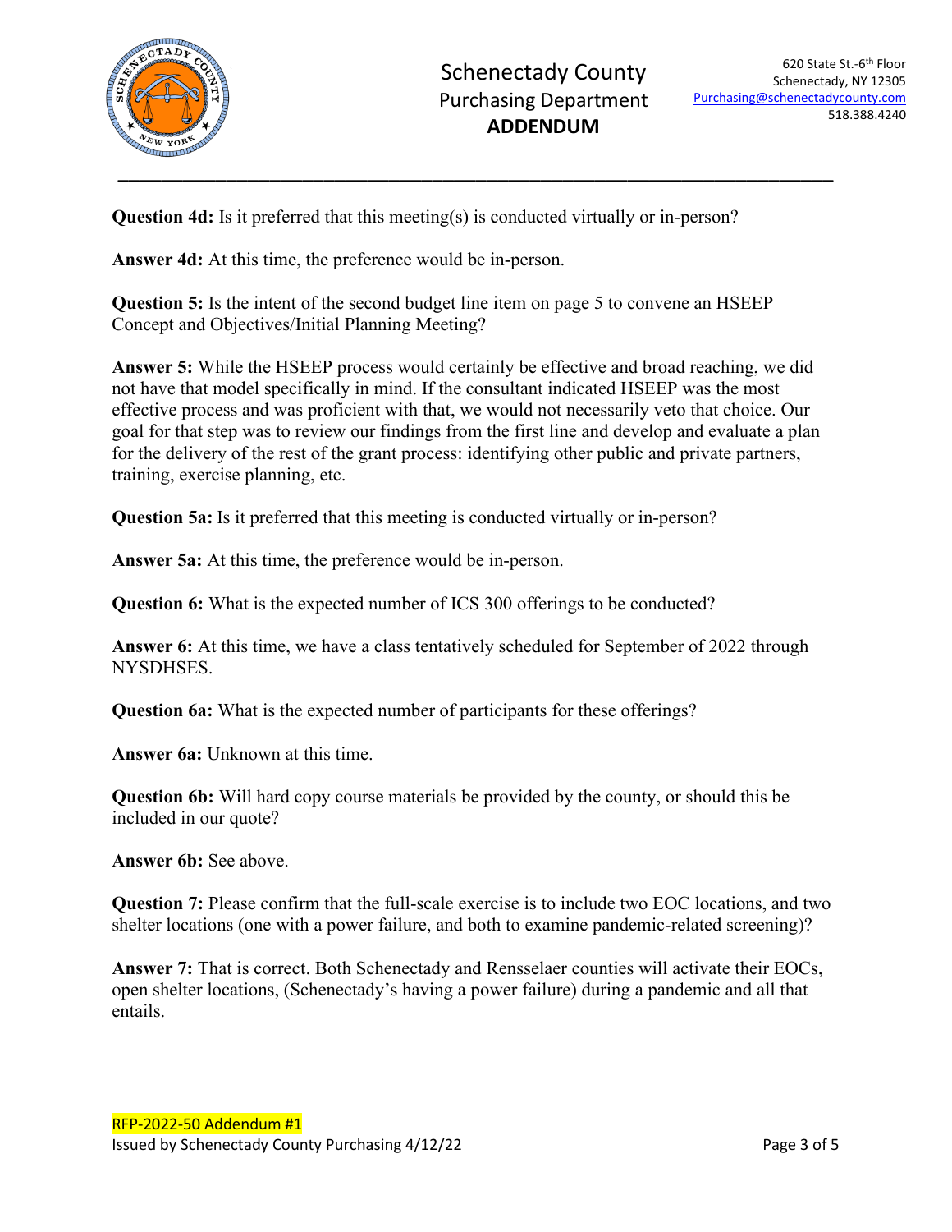**Question 4d:** Is it preferred that this meeting(s) is conducted virtually or in-person?

**Answer 4d:** At this time, the preference would be in-person.

**Question 5:** Is the intent of the second budget line item on page 5 to convene an HSEEP Concept and Objectives/Initial Planning Meeting?

**Answer 5:** While the HSEEP process would certainly be effective and broad reaching, we did not have that model specifically in mind. If the consultant indicated HSEEP was the most effective process and was proficient with that, we would not necessarily veto that choice. Our goal for that step was to review our findings from the first line and develop and evaluate a plan for the delivery of the rest of the grant process: identifying other public and private partners, training, exercise planning, etc.

**Question 5a:** Is it preferred that this meeting is conducted virtually or in-person?

**Answer 5a:** At this time, the preference would be in-person.

**Question 6:** What is the expected number of ICS 300 offerings to be conducted?

**Answer 6:** At this time, we have a class tentatively scheduled for September of 2022 through NYSDHSES.

**Question 6a:** What is the expected number of participants for these offerings?

**Answer 6a:** Unknown at this time.

**Question 6b:** Will hard copy course materials be provided by the county, or should this be included in our quote?

**Answer 6b:** See above.

**Question 7:** Please confirm that the full-scale exercise is to include two EOC locations, and two shelter locations (one with a power failure, and both to examine pandemic-related screening)?

**Answer 7:** That is correct. Both Schenectady and Rensselaer counties will activate their EOCs, open shelter locations, (Schenectady's having a power failure) during a pandemic and all that entails.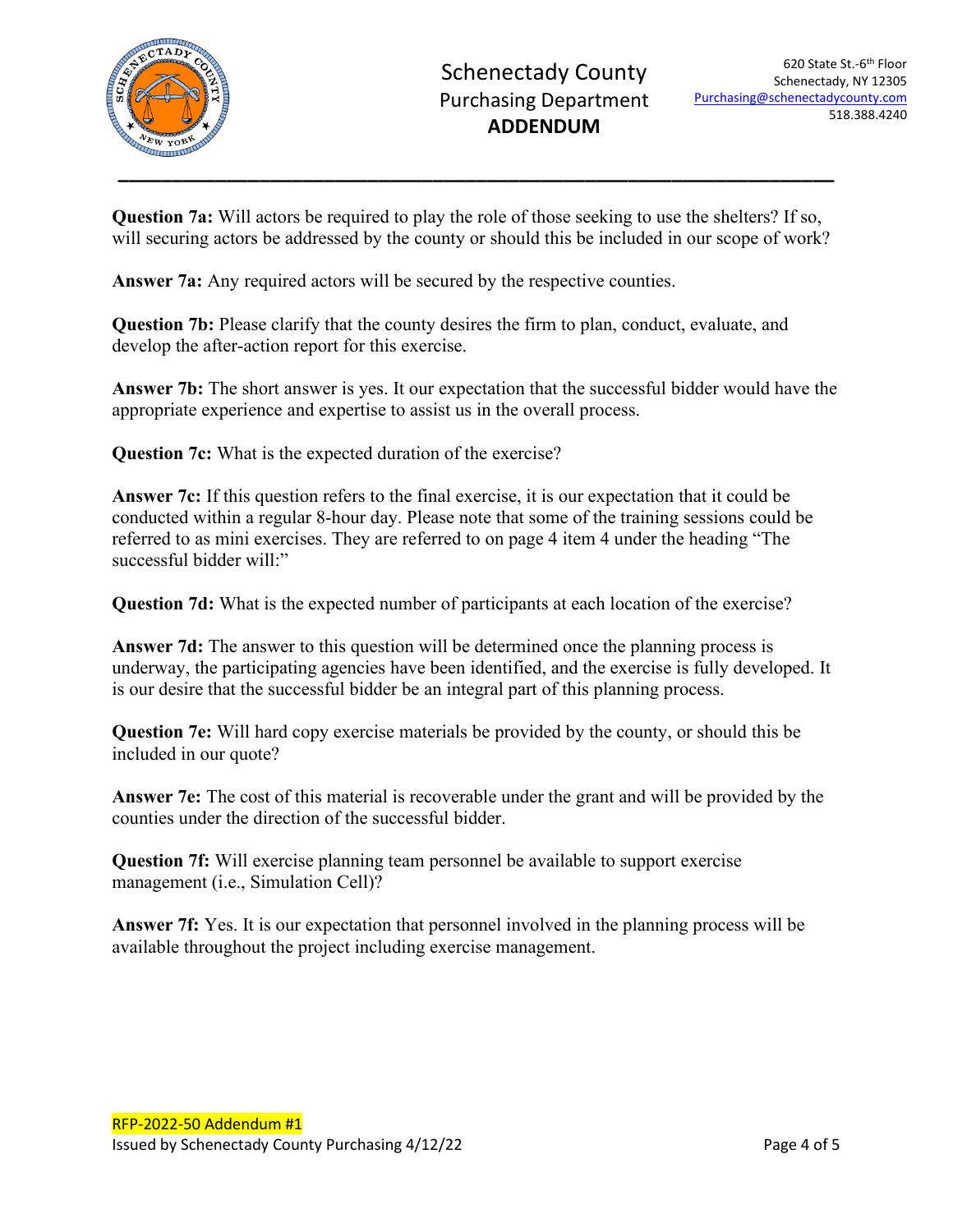**Question 7a:** Will actors be required to play the role of those seeking to use the shelters? If so, will securing actors be addressed by the county or should this be included in our scope of work?

**Answer 7a:** Any required actors will be secured by the respective counties.

**Question 7b:** Please clarify that the county desires the firm to plan, conduct, evaluate, and develop the after-action report for this exercise.

**Answer 7b:** The short answer is yes. It our expectation that the successful bidder would have the appropriate experience and expertise to assist us in the overall process.

**Question 7c:** What is the expected duration of the exercise?

**Answer 7c:** If this question refers to the final exercise, it is our expectation that it could be conducted within a regular 8-hour day. Please note that some of the training sessions could be referred to as mini exercises. They are referred to on page 4 item 4 under the heading "The successful bidder will:"

**Question 7d:** What is the expected number of participants at each location of the exercise?

**Answer 7d:** The answer to this question will be determined once the planning process is underway, the participating agencies have been identified, and the exercise is fully developed. It is our desire that the successful bidder be an integral part of this planning process.

**Question 7e:** Will hard copy exercise materials be provided by the county, or should this be included in our quote?

**Answer 7e:** The cost of this material is recoverable under the grant and will be provided by the counties under the direction of the successful bidder.

**Question 7f:** Will exercise planning team personnel be available to support exercise management (i.e., Simulation Cell)?

**Answer 7f:** Yes. It is our expectation that personnel involved in the planning process will be available throughout the project including exercise management.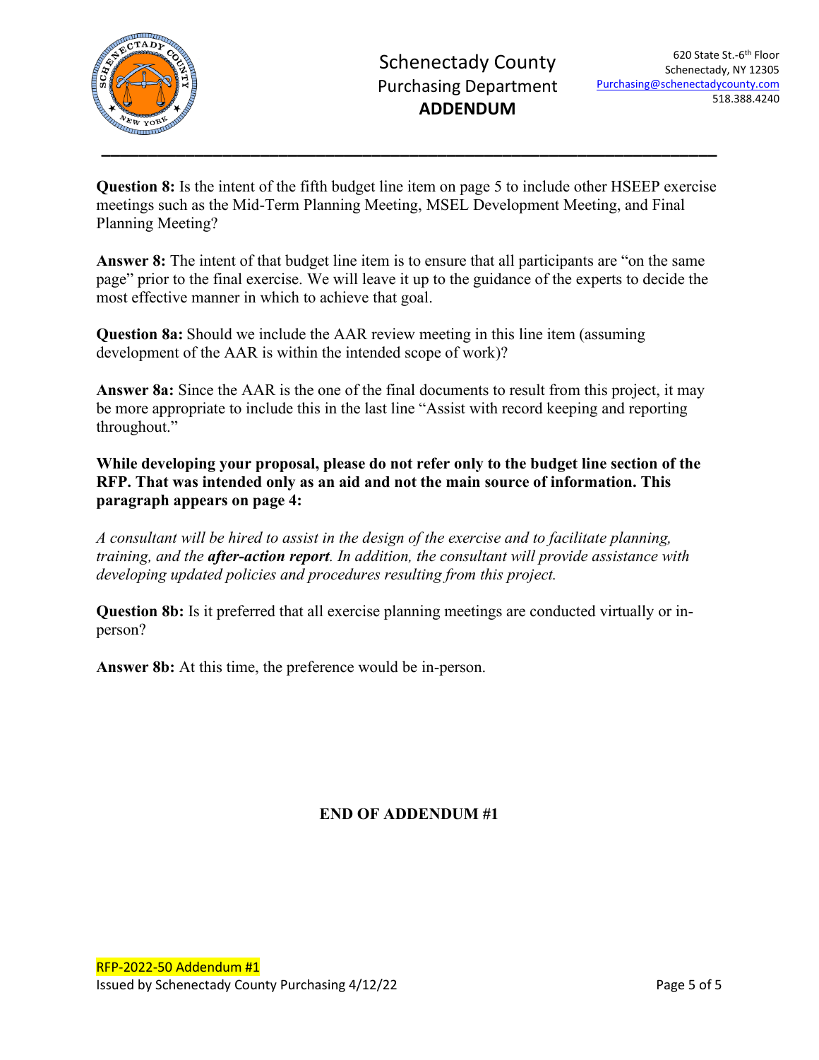**Question 8:** Is the intent of the fifth budget line item on page 5 to include other HSEEP exercise meetings such as the Mid-Term Planning Meeting, MSEL Development Meeting, and Final Planning Meeting?

**Answer 8:** The intent of that budget line item is to ensure that all participants are "on the same page" prior to the final exercise. We will leave it up to the guidance of the experts to decide the most effective manner in which to achieve that goal.

**Question 8a:** Should we include the AAR review meeting in this line item (assuming development of the AAR is within the intended scope of work)?

**Answer 8a:** Since the AAR is the one of the final documents to result from this project, it may be more appropriate to include this in the last line "Assist with record keeping and reporting throughout."

**While developing your proposal, please do not refer only to the budget line section of the RFP. That was intended only as an aid and not the main source of information. This paragraph appears on page 4:**

*A consultant will be hired to assist in the design of the exercise and to facilitate planning, training, and the* ***after-action report****. In addition, the consultant will provide assistance with developing updated policies and procedures resulting from this project.*

**Question 8b:** Is it preferred that all exercise planning meetings are conducted virtually or in-person?

**Answer 8b:** At this time, the preference would be in-person.

**END OF ADDENDUM #1**